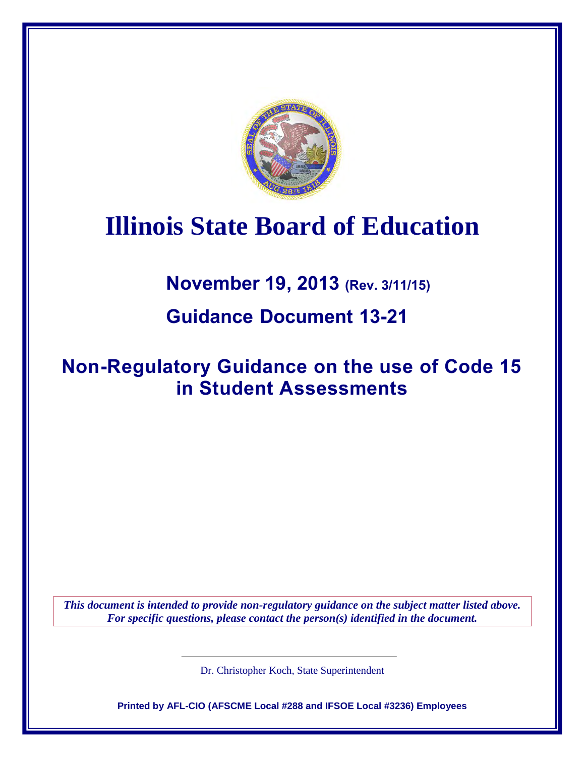# Illinois State Board of Education

## November 19, 2013 (Rev. 3/11/15)

## Guidance Document 13-21

## Non-Regulatory Guidance on the use of Code 15 in Student Assessments

*This document is intended to provide non-regulatory guidance on the subject matter listed above. For specific questions, please contact the person(s) identified in the document.*

Dr. Christopher Koch, State Superintendent

**Printed by AFL-CIO (AFSCME Local #288 and IFSOE Local #3236) Employees**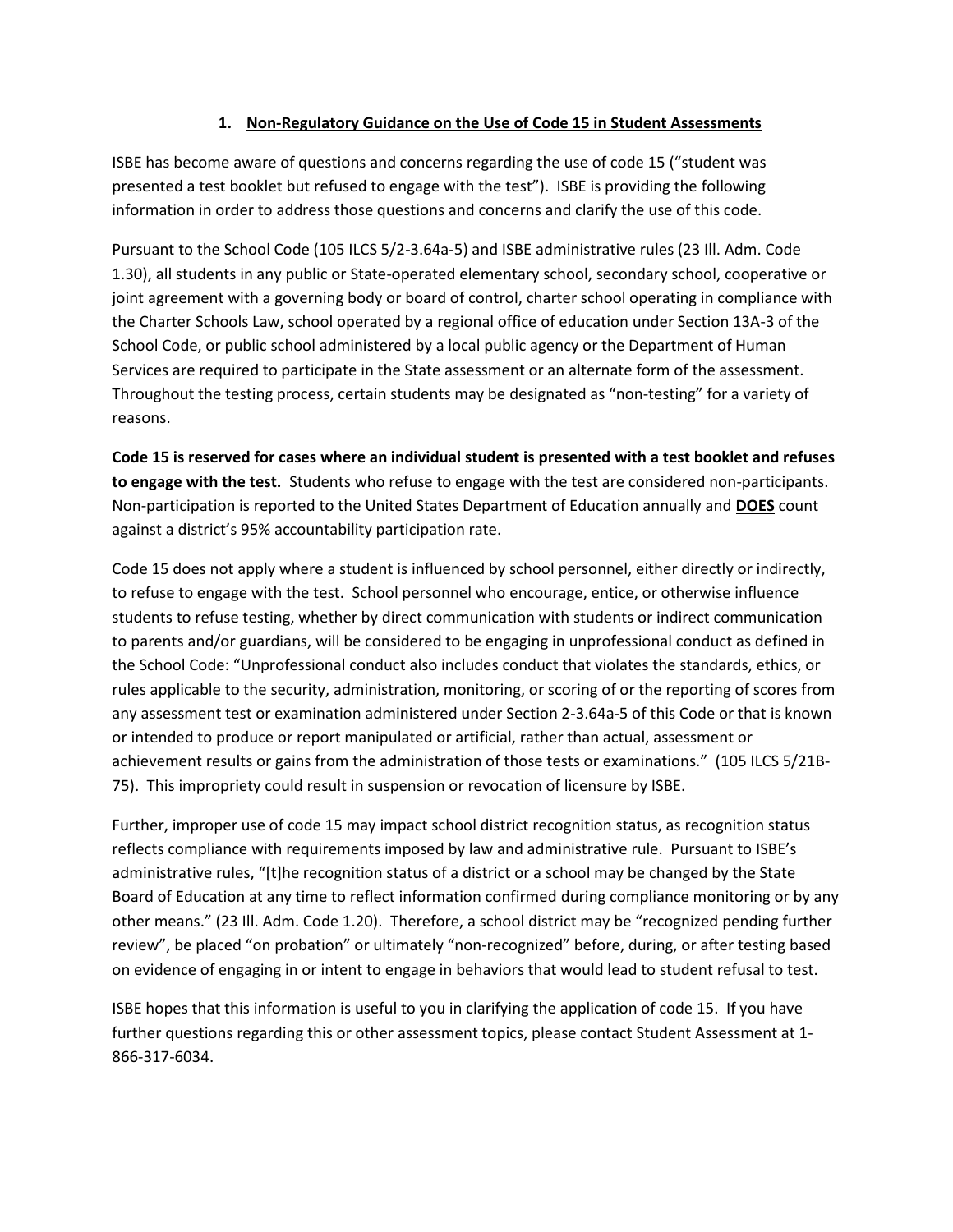## 1. Non-Regulatory Guidance on the Use of Code 15 in Student Assessments

ISBE has become aware of questions and concerns regarding the use of code 15 ("student was presented a test booklet but refused to engage with the test"). ISBE is providing the following information in order to address those questions and concerns and clarify the use of this code.

Pursuant to the School Code (105 ILCS 5/2-3.64a-5) and ISBE administrative rules (23 Ill. Adm. Code 1.30), all students in any public or State-operated elementary school, secondary school, cooperative or joint agreement with a governing body or board of control, charter school operating in compliance with the Charter Schools Law, school operated by a regional office of education under Section 13A-3 of the School Code, or public school administered by a local public agency or the Department of Human Services are required to participate in the State assessment or an alternate form of the assessment. Throughout the testing process, certain students may be designated as "non-testing" for a variety of reasons.

**Code 15 is reserved for cases where an individual student is presented with a test booklet and refuses to engage with the test.** Students who refuse to engage with the test are considered non-participants. Non-participation is reported to the United States Department of Education annually and **DOES** count against a district's 95% accountability participation rate.

Code 15 does not apply where a student is influenced by school personnel, either directly or indirectly, to refuse to engage with the test. School personnel who encourage, entice, or otherwise influence students to refuse testing, whether by direct communication with students or indirect communication to parents and/or guardians, will be considered to be engaging in unprofessional conduct as defined in the School Code: "Unprofessional conduct also includes conduct that violates the standards, ethics, or rules applicable to the security, administration, monitoring, or scoring of or the reporting of scores from any assessment test or examination administered under Section 2-3.64a-5 of this Code or that is known or intended to produce or report manipulated or artificial, rather than actual, assessment or achievement results or gains from the administration of those tests or examinations." (105 ILCS 5/21B-75). This impropriety could result in suspension or revocation of licensure by ISBE.

Further, improper use of code 15 may impact school district recognition status, as recognition status reflects compliance with requirements imposed by law and administrative rule. Pursuant to ISBE's administrative rules, "[t]he recognition status of a district or a school may be changed by the State Board of Education at any time to reflect information confirmed during compliance monitoring or by any other means." (23 Ill. Adm. Code 1.20). Therefore, a school district may be "recognized pending further review", be placed "on probation" or ultimately "non-recognized" before, during, or after testing based on evidence of engaging in or intent to engage in behaviors that would lead to student refusal to test.

ISBE hopes that this information is useful to you in clarifying the application of code 15. If you have further questions regarding this or other assessment topics, please contact Student Assessment at 1-866-317-6034.